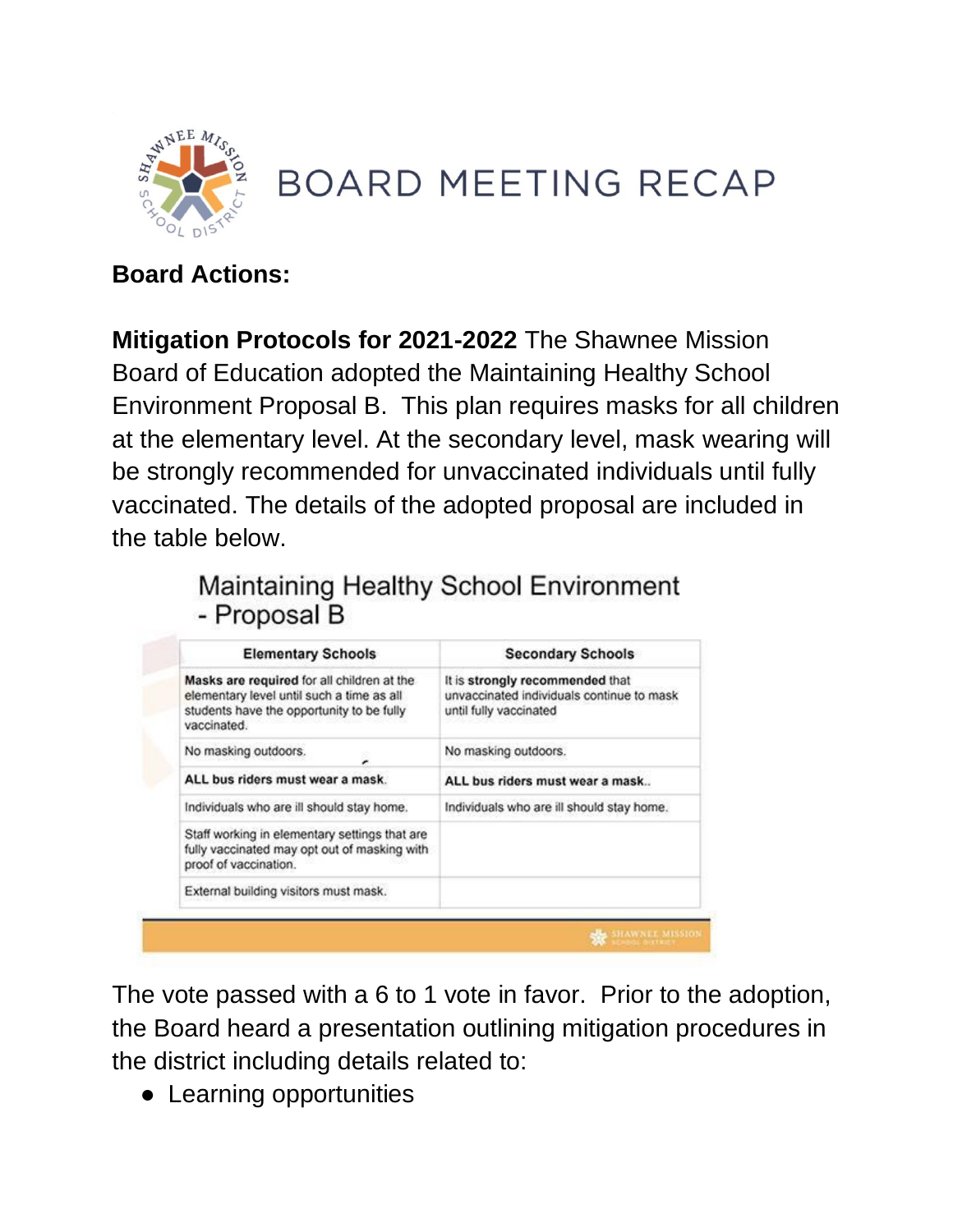# BOARD MEETING RECAP

**Board Actions:**

**Mitigation Protocols for 2021-2022** The Shawnee Mission Board of Education adopted the Maintaining Healthy School Environment Proposal B. This plan requires masks for all children at the elementary level. At the secondary level, mask wearing will be strongly recommended for unvaccinated individuals until fully vaccinated. The details of the adopted proposal are included in the table below.

**Maintaining Healthy School Environment - Proposal B**

| Elementary Schools | Secondary Schools |
|---|---|
| **Masks are required** for all children at the elementary level until such a time as all students have the opportunity to be fully vaccinated. | It is **strongly recommended** that unvaccinated individuals continue to mask until fully vaccinated |
| No masking outdoors. | No masking outdoors. |
| **ALL bus riders must wear a mask.** | **ALL bus riders must wear a mask..** |
| Individuals who are ill should stay home. | Individuals who are ill should stay home. |
| Staff working in elementary settings that are fully vaccinated may opt out of masking with proof of vaccination. | |
| External building visitors must mask. | |

The vote passed with a 6 to 1 vote in favor. Prior to the adoption, the Board heard a presentation outlining mitigation procedures in the district including details related to:

- Learning opportunities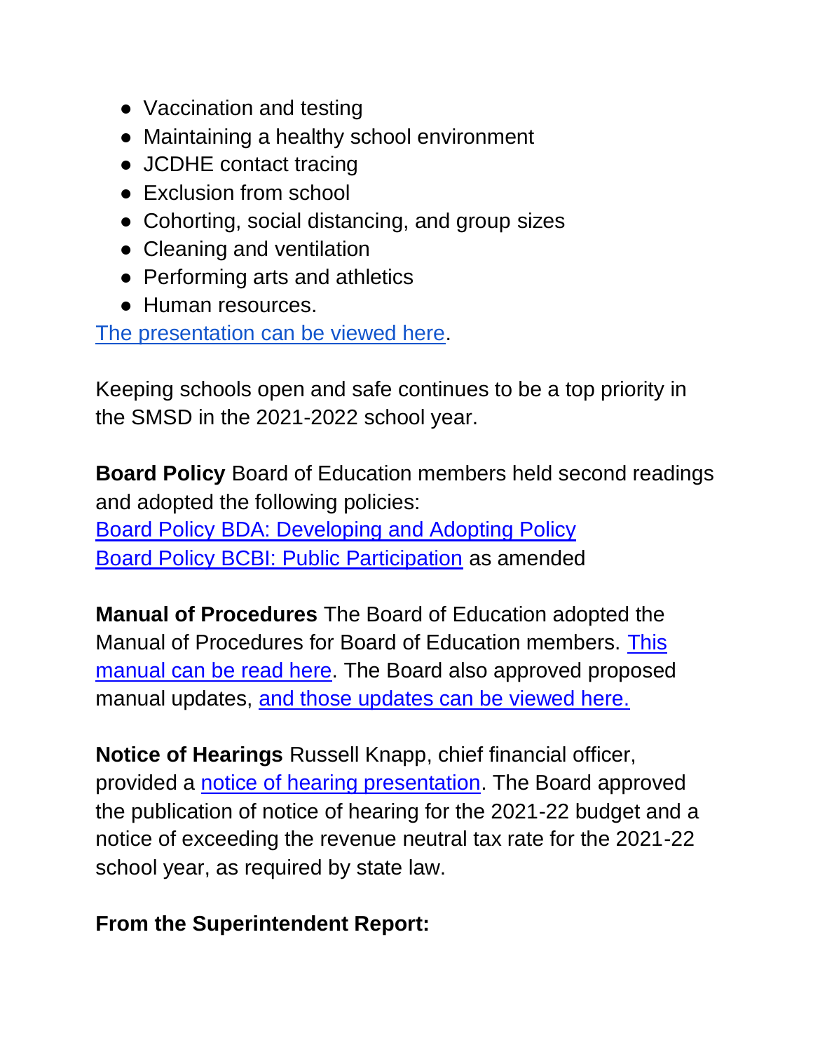- Vaccination and testing
- Maintaining a healthy school environment
- JCDHE contact tracing
- Exclusion from school
- Cohorting, social distancing, and group sizes
- Cleaning and ventilation
- Performing arts and athletics
- Human resources.

The presentation can be viewed here.

Keeping schools open and safe continues to be a top priority in the SMSD in the 2021-2022 school year.

**Board Policy** Board of Education members held second readings and adopted the following policies:
Board Policy BDA: Developing and Adopting Policy
Board Policy BCBI: Public Participation as amended

**Manual of Procedures** The Board of Education adopted the Manual of Procedures for Board of Education members. This manual can be read here. The Board also approved proposed manual updates, and those updates can be viewed here.

**Notice of Hearings** Russell Knapp, chief financial officer, provided a notice of hearing presentation. The Board approved the publication of notice of hearing for the 2021-22 budget and a notice of exceeding the revenue neutral tax rate for the 2021-22 school year, as required by state law.

**From the Superintendent Report:**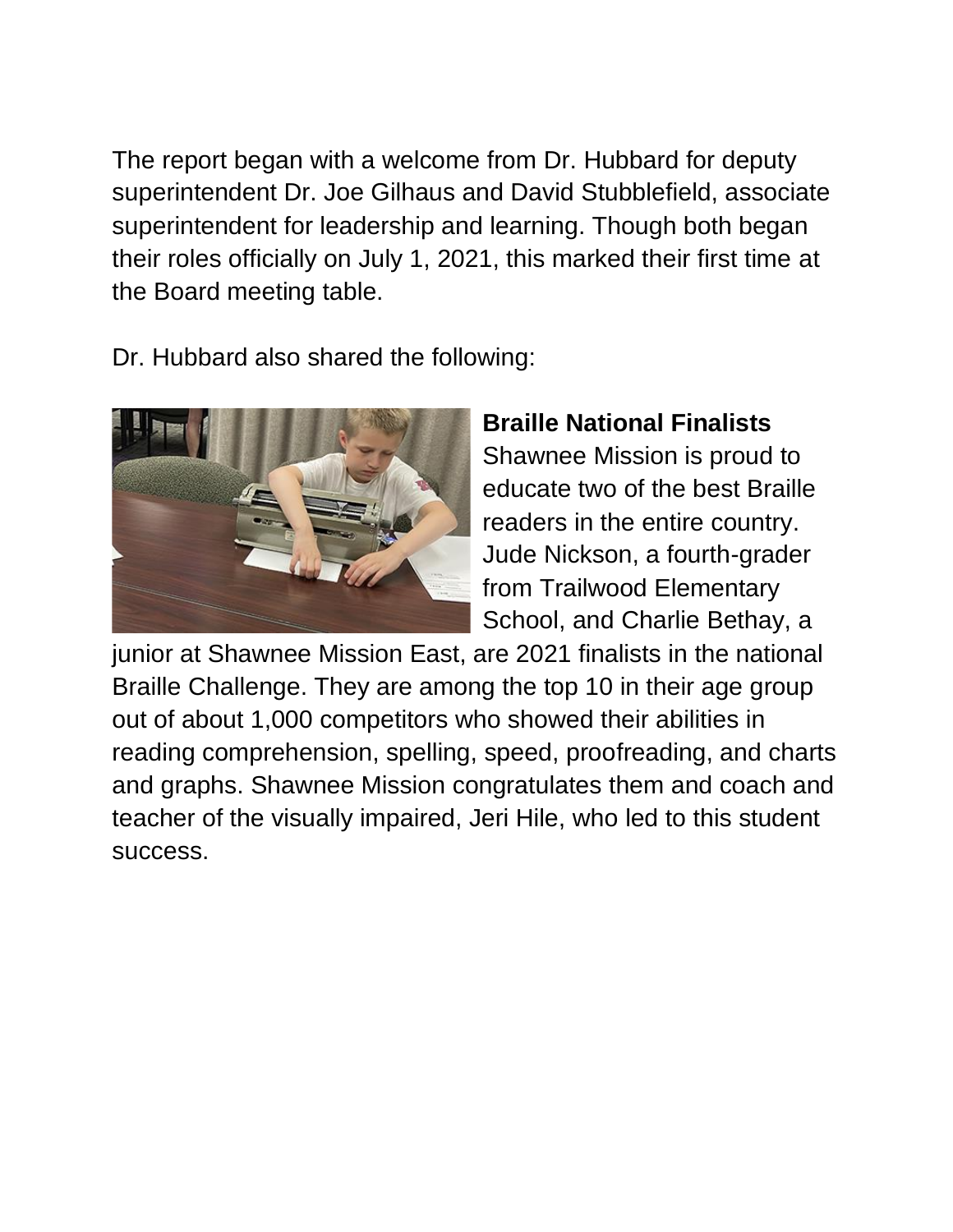The report began with a welcome from Dr. Hubbard for deputy superintendent Dr. Joe Gilhaus and David Stubblefield, associate superintendent for leadership and learning. Though both began their roles officially on July 1, 2021, this marked their first time at the Board meeting table.

Dr. Hubbard also shared the following:

**Braille National Finalists**

Shawnee Mission is proud to educate two of the best Braille readers in the entire country. Jude Nickson, a fourth-grader from Trailwood Elementary School, and Charlie Bethay, a junior at Shawnee Mission East, are 2021 finalists in the national Braille Challenge. They are among the top 10 in their age group out of about 1,000 competitors who showed their abilities in reading comprehension, spelling, speed, proofreading, and charts and graphs. Shawnee Mission congratulates them and coach and teacher of the visually impaired, Jeri Hile, who led to this student success.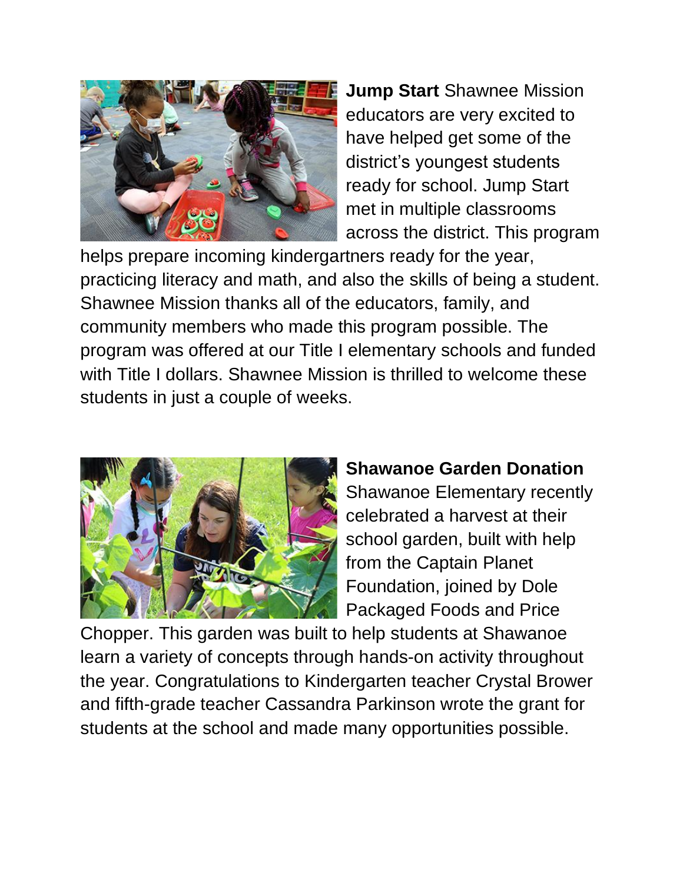**Jump Start** Shawnee Mission educators are very excited to have helped get some of the district's youngest students ready for school. Jump Start met in multiple classrooms across the district. This program helps prepare incoming kindergartners ready for the year, practicing literacy and math, and also the skills of being a student. Shawnee Mission thanks all of the educators, family, and community members who made this program possible. The program was offered at our Title I elementary schools and funded with Title I dollars. Shawnee Mission is thrilled to welcome these students in just a couple of weeks.

**Shawanoe Garden Donation** Shawanoe Elementary recently celebrated a harvest at their school garden, built with help from the Captain Planet Foundation, joined by Dole Packaged Foods and Price Chopper. This garden was built to help students at Shawanoe learn a variety of concepts through hands-on activity throughout the year. Congratulations to Kindergarten teacher Crystal Brower and fifth-grade teacher Cassandra Parkinson wrote the grant for students at the school and made many opportunities possible.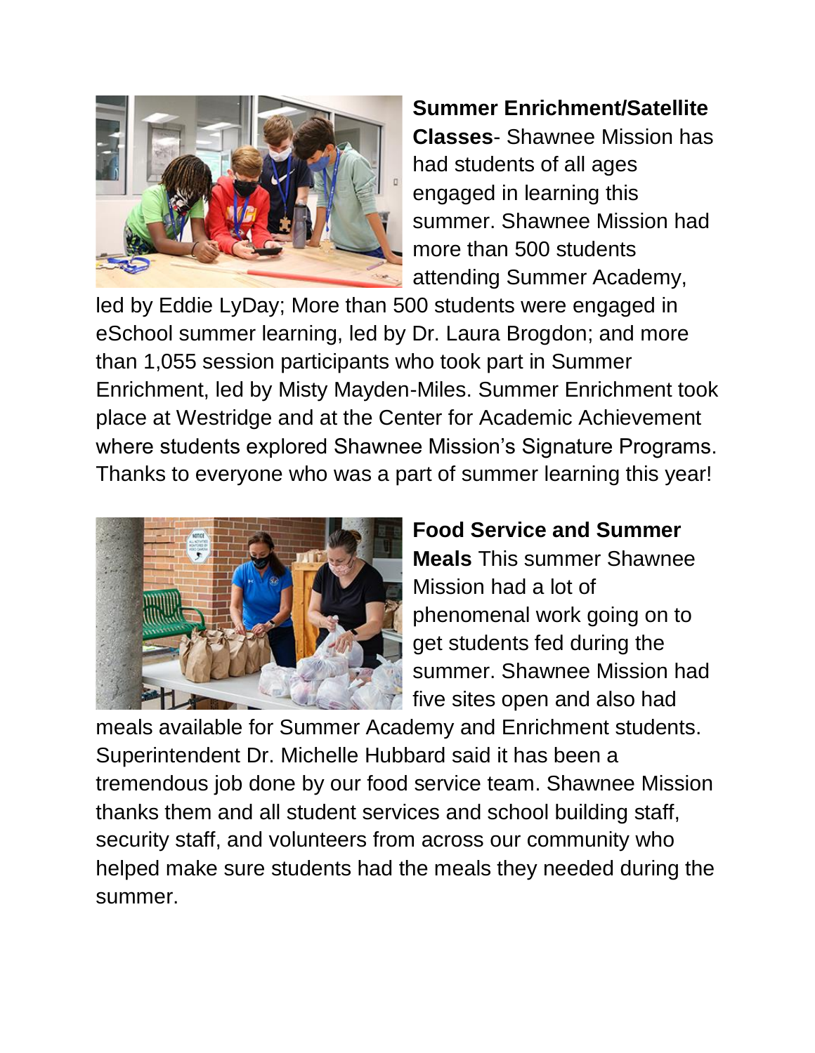**Summer Enrichment/Satellite Classes**- Shawnee Mission has had students of all ages engaged in learning this summer. Shawnee Mission had more than 500 students attending Summer Academy, led by Eddie LyDay; More than 500 students were engaged in eSchool summer learning, led by Dr. Laura Brogdon; and more than 1,055 session participants who took part in Summer Enrichment, led by Misty Mayden-Miles. Summer Enrichment took place at Westridge and at the Center for Academic Achievement where students explored Shawnee Mission's Signature Programs. Thanks to everyone who was a part of summer learning this year!

**Food Service and Summer Meals** This summer Shawnee Mission had a lot of phenomenal work going on to get students fed during the summer. Shawnee Mission had five sites open and also had meals available for Summer Academy and Enrichment students. Superintendent Dr. Michelle Hubbard said it has been a tremendous job done by our food service team. Shawnee Mission thanks them and all student services and school building staff, security staff, and volunteers from across our community who helped make sure students had the meals they needed during the summer.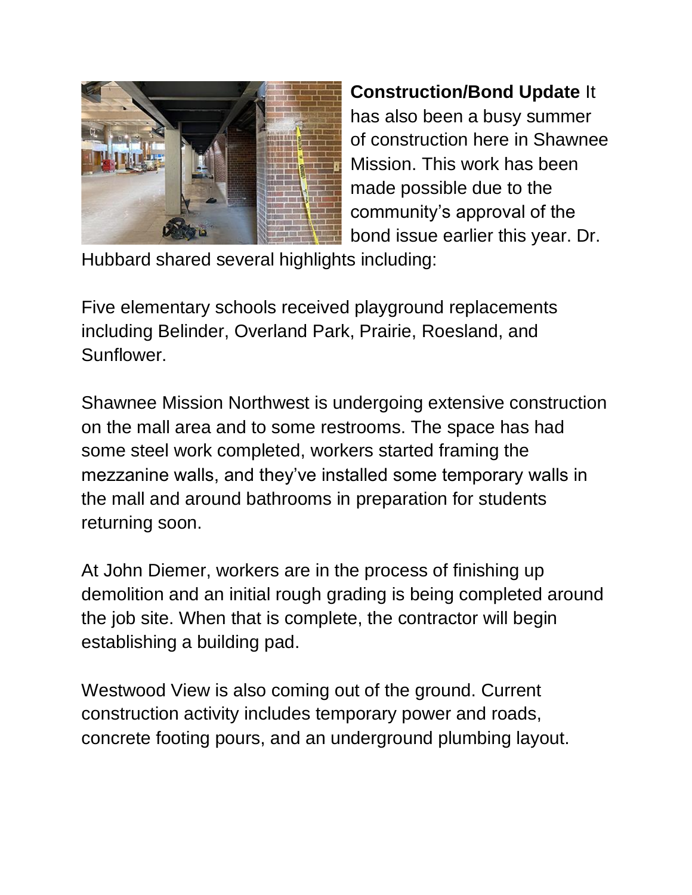**Construction/Bond Update** It has also been a busy summer of construction here in Shawnee Mission. This work has been made possible due to the community's approval of the bond issue earlier this year. Dr. Hubbard shared several highlights including:

Five elementary schools received playground replacements including Belinder, Overland Park, Prairie, Roesland, and Sunflower.

Shawnee Mission Northwest is undergoing extensive construction on the mall area and to some restrooms. The space has had some steel work completed, workers started framing the mezzanine walls, and they've installed some temporary walls in the mall and around bathrooms in preparation for students returning soon.

At John Diemer, workers are in the process of finishing up demolition and an initial rough grading is being completed around the job site. When that is complete, the contractor will begin establishing a building pad.

Westwood View is also coming out of the ground. Current construction activity includes temporary power and roads, concrete footing pours, and an underground plumbing layout.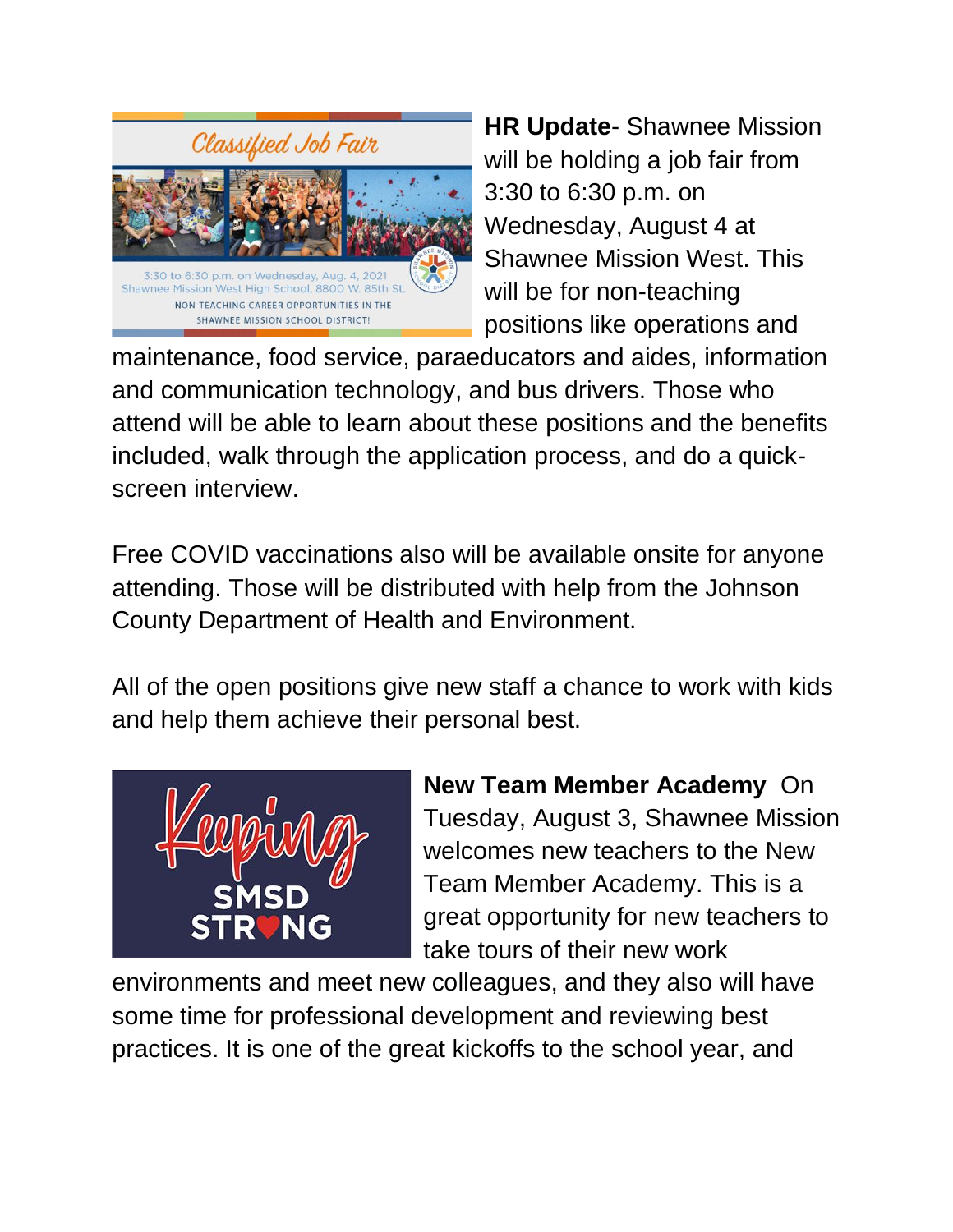**HR Update**- Shawnee Mission will be holding a job fair from 3:30 to 6:30 p.m. on Wednesday, August 4 at Shawnee Mission West. This will be for non-teaching positions like operations and maintenance, food service, paraeducators and aides, information and communication technology, and bus drivers. Those who attend will be able to learn about these positions and the benefits included, walk through the application process, and do a quick-screen interview.

Free COVID vaccinations also will be available onsite for anyone attending. Those will be distributed with help from the Johnson County Department of Health and Environment.

All of the open positions give new staff a chance to work with kids and help them achieve their personal best.

**New Team Member Academy** On Tuesday, August 3, Shawnee Mission welcomes new teachers to the New Team Member Academy. This is a great opportunity for new teachers to take tours of their new work environments and meet new colleagues, and they also will have some time for professional development and reviewing best practices. It is one of the great kickoffs to the school year, and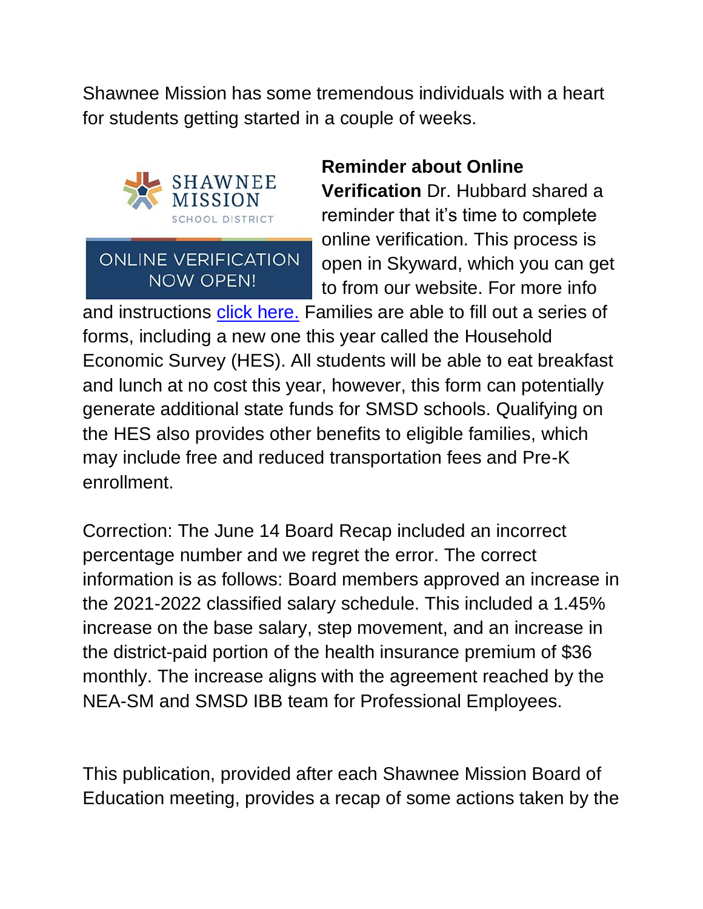Shawnee Mission has some tremendous individuals with a heart for students getting started in a couple of weeks.

SHAWNEE MISSION SCHOOL DISTRICT

ONLINE VERIFICATION NOW OPEN!

**Reminder about Online Verification** Dr. Hubbard shared a reminder that it's time to complete online verification. This process is open in Skyward, which you can get to from our website. For more info and instructions click here. Families are able to fill out a series of forms, including a new one this year called the Household Economic Survey (HES). All students will be able to eat breakfast and lunch at no cost this year, however, this form can potentially generate additional state funds for SMSD schools. Qualifying on the HES also provides other benefits to eligible families, which may include free and reduced transportation fees and Pre-K enrollment.

Correction: The June 14 Board Recap included an incorrect percentage number and we regret the error. The correct information is as follows: Board members approved an increase in the 2021-2022 classified salary schedule. This included a 1.45% increase on the base salary, step movement, and an increase in the district-paid portion of the health insurance premium of $36 monthly. The increase aligns with the agreement reached by the NEA-SM and SMSD IBB team for Professional Employees.

This publication, provided after each Shawnee Mission Board of Education meeting, provides a recap of some actions taken by the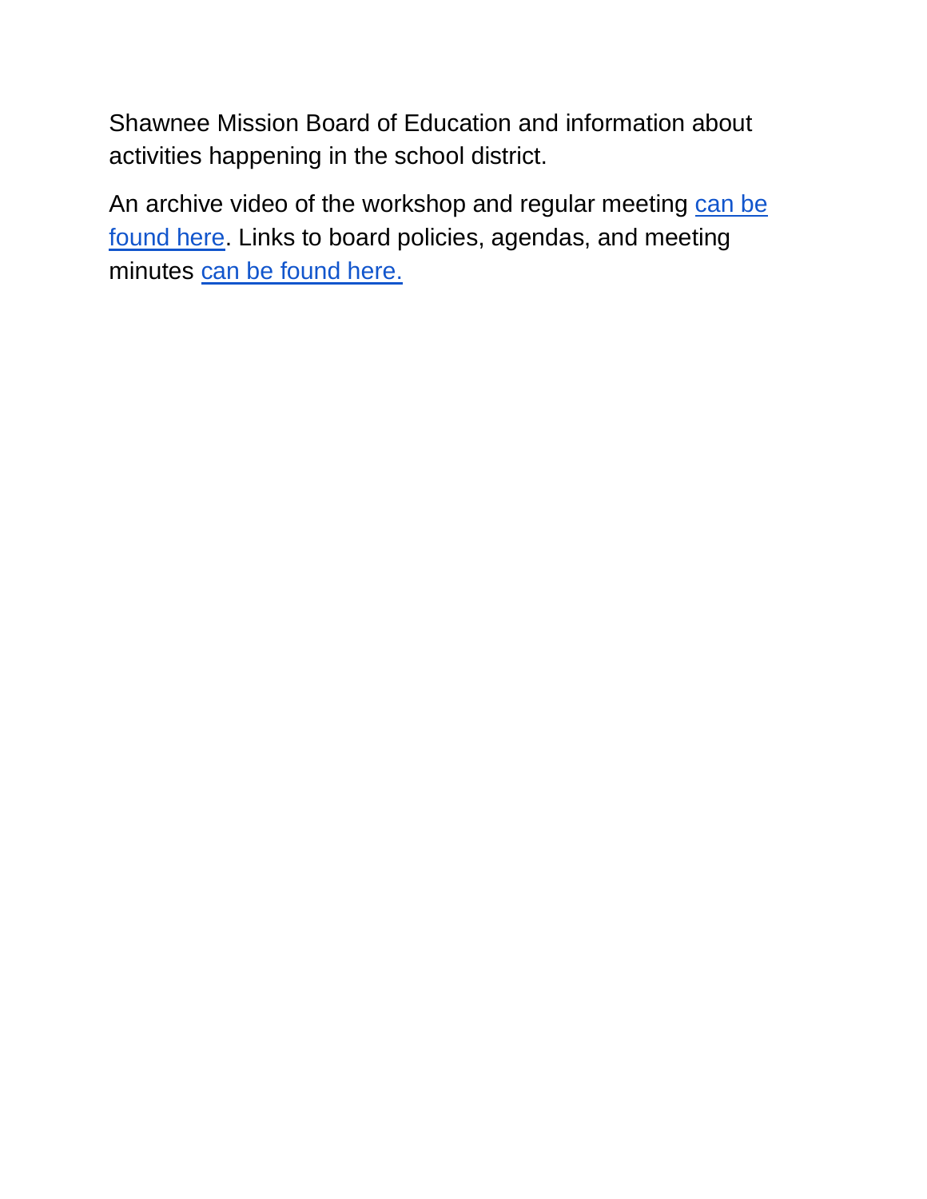Shawnee Mission Board of Education and information about activities happening in the school district.

An archive video of the workshop and regular meeting can be found here. Links to board policies, agendas, and meeting minutes can be found here.